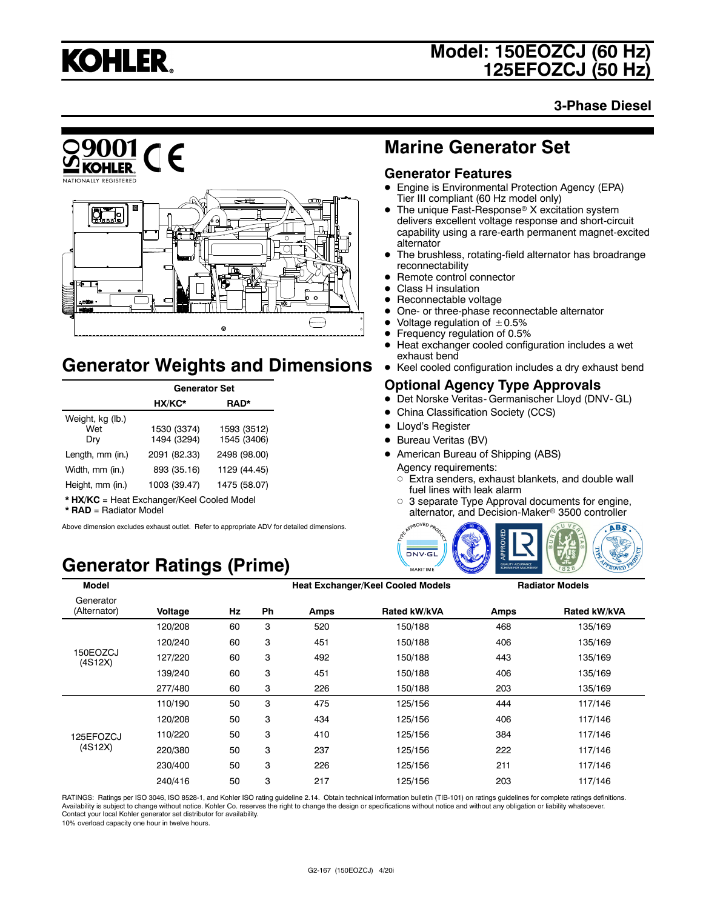# Model: 150EOZCJ (60 Hz) 125EFOZCJ (50 Hz)

**3-Phase Diesel**

ISO 9001 KOHLER NATIONALLY REGISTERED

## Marine Generator Set

### Generator Features

- Engine is Environmental Protection Agency (EPA) Tier III compliant (60 Hz model only)
- The unique Fast-Response® X excitation system delivers excellent voltage response and short-circuit capability using a rare-earth permanent magnet-excited alternator
- The brushless, rotating-field alternator has broadrange reconnectability
- Remote control connector
- Class H insulation
- Reconnectable voltage
- One- or three-phase reconnectable alternator
- Voltage regulation of ±0.5%
- Frequency regulation of 0.5%
- Heat exchanger cooled configuration includes a wet exhaust bend
- Keel cooled configuration includes a dry exhaust bend

### Optional Agency Type Approvals

- Det Norske Veritas- Germanischer Lloyd (DNV- GL)
- China Classification Society (CCS)
- Lloyd's Register
- Bureau Veritas (BV)
- American Bureau of Shipping (ABS)

  Agency requirements:
  - Extra senders, exhaust blankets, and double wall fuel lines with leak alarm
  - 3 separate Type Approval documents for engine, alternator, and Decision-Maker® 3500 controller

## Generator Weights and Dimensions

| | Generator Set | |
|---|---|---|
| | **HX/KC*** | **RAD*** |
| Weight, kg (lb.) | | |
| Wet | 1530 (3374) | 1593 (3512) |
| Dry | 1494 (3294) | 1545 (3406) |
| Length, mm (in.) | 2091 (82.33) | 2498 (98.00) |
| Width, mm (in.) | 893 (35.16) | 1129 (44.45) |
| Height, mm (in.) | 1003 (39.47) | 1475 (58.07) |

**\* HX/KC** = Heat Exchanger/Keel Cooled Model
**\* RAD** = Radiator Model

Above dimension excludes exhaust outlet. Refer to appropriate ADV for detailed dimensions.

## Generator Ratings (Prime)

| Model | | | | Heat Exchanger/Keel Cooled Models | | Radiator Models | |
|---|---|---|---|---|---|---|---|
| Generator (Alternator) | Voltage | Hz | Ph | Amps | Rated kW/kVA | Amps | Rated kW/kVA |
| 150EOZCJ (4S12X) | 120/208 | 60 | 3 | 520 | 150/188 | 468 | 135/169 |
| | 120/240 | 60 | 3 | 451 | 150/188 | 406 | 135/169 |
| | 127/220 | 60 | 3 | 492 | 150/188 | 443 | 135/169 |
| | 139/240 | 60 | 3 | 451 | 150/188 | 406 | 135/169 |
| | 277/480 | 60 | 3 | 226 | 150/188 | 203 | 135/169 |
| 125EFOZCJ (4S12X) | 110/190 | 50 | 3 | 475 | 125/156 | 444 | 117/146 |
| | 120/208 | 50 | 3 | 434 | 125/156 | 406 | 117/146 |
| | 110/220 | 50 | 3 | 410 | 125/156 | 384 | 117/146 |
| | 220/380 | 50 | 3 | 237 | 125/156 | 222 | 117/146 |
| | 230/400 | 50 | 3 | 226 | 125/156 | 211 | 117/146 |
| | 240/416 | 50 | 3 | 217 | 125/156 | 203 | 117/146 |

RATINGS: Ratings per ISO 3046, ISO 8528-1, and Kohler ISO rating guideline 2.14. Obtain technical information bulletin (TIB-101) on ratings guidelines for complete ratings definitions. Availability is subject to change without notice. Kohler Co. reserves the right to change the design or specifications without notice and without any obligation or liability whatsoever. Contact your local Kohler generator set distributor for availability.
10% overload capacity one hour in twelve hours.

G2-167 (150EOZCJ) 4/20i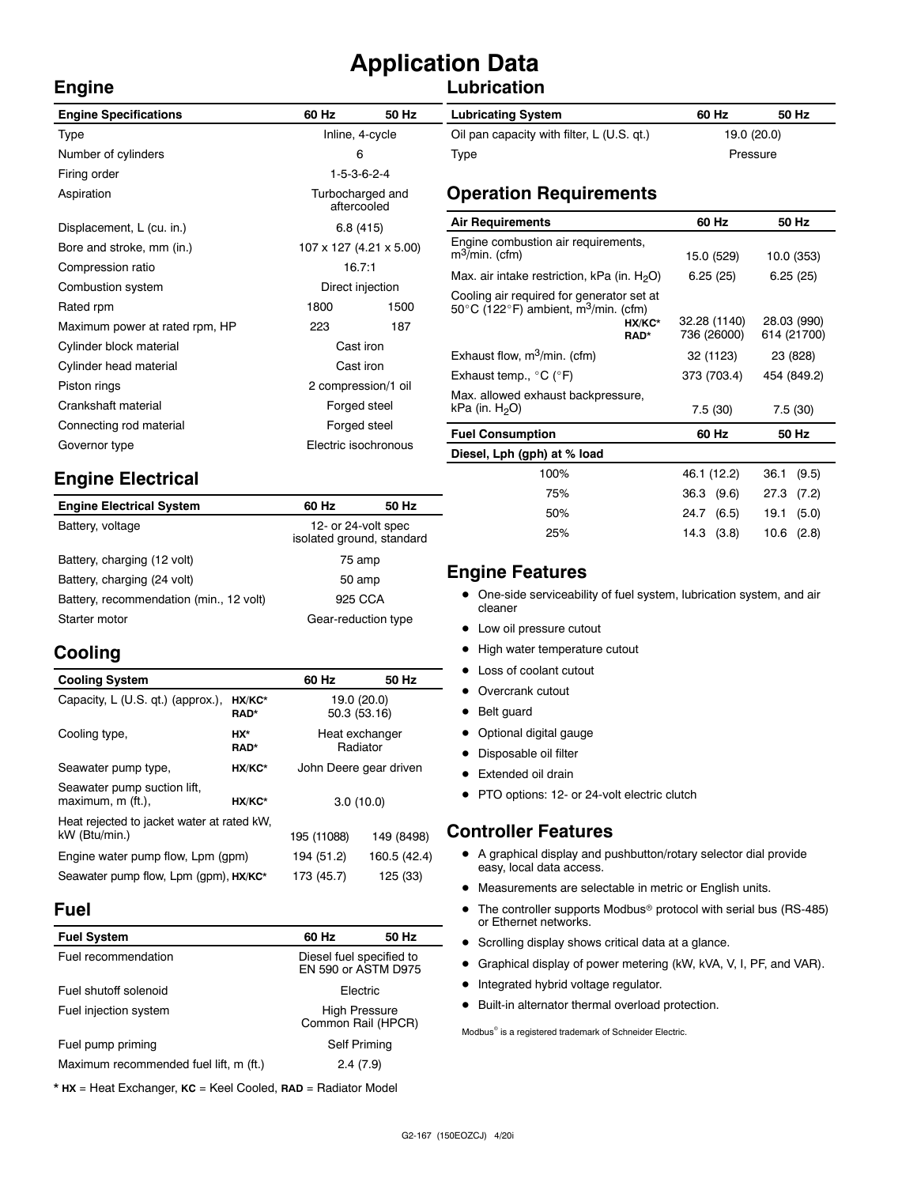# Application Data

## Engine

| Engine Specifications | 60 Hz | 50 Hz |
|---|---|---|
| Type | Inline, 4-cycle | |
| Number of cylinders | 6 | |
| Firing order | 1-5-3-6-2-4 | |
| Aspiration | Turbocharged and aftercooled | |
| Displacement, L (cu. in.) | 6.8 (415) | |
| Bore and stroke, mm (in.) | 107 x 127 (4.21 x 5.00) | |
| Compression ratio | 16.7:1 | |
| Combustion system | Direct injection | |
| Rated rpm | 1800 | 1500 |
| Maximum power at rated rpm, HP | 223 | 187 |
| Cylinder block material | Cast iron | |
| Cylinder head material | Cast iron | |
| Piston rings | 2 compression/1 oil | |
| Crankshaft material | Forged steel | |
| Connecting rod material | Forged steel | |
| Governor type | Electric isochronous | |

## Engine Electrical

| Engine Electrical System | 60 Hz | 50 Hz |
|---|---|---|
| Battery, voltage | 12- or 24-volt spec isolated ground, standard | |
| Battery, charging (12 volt) | 75 amp | |
| Battery, charging (24 volt) | 50 amp | |
| Battery, recommendation (min., 12 volt) | 925 CCA | |
| Starter motor | Gear-reduction type | |

## Cooling

| Cooling System | | 60 Hz | 50 Hz |
|---|---|---|---|
| Capacity, L (U.S. qt.) (approx.), | HX/KC* | 19.0 (20.0) | |
| | RAD* | 50.3 (53.16) | |
| Cooling type, | HX* | Heat exchanger | |
| | RAD* | Radiator | |
| Seawater pump type, | HX/KC* | John Deere gear driven | |
| Seawater pump suction lift, maximum, m (ft.), | HX/KC* | 3.0 (10.0) | |
| Heat rejected to jacket water at rated kW, kW (Btu/min.) | | 195 (11088) | 149 (8498) |
| Engine water pump flow, Lpm (gpm) | | 194 (51.2) | 160.5 (42.4) |
| Seawater pump flow, Lpm (gpm), | HX/KC* | 173 (45.7) | 125 (33) |

## Fuel

| Fuel System | 60 Hz | 50 Hz |
|---|---|---|
| Fuel recommendation | Diesel fuel specified to EN 590 or ASTM D975 | |
| Fuel shutoff solenoid | Electric | |
| Fuel injection system | High Pressure Common Rail (HPCR) | |
| Fuel pump priming | Self Priming | |
| Maximum recommended fuel lift, m (ft.) | 2.4 (7.9) | |

\* **HX** = Heat Exchanger, **KC** = Keel Cooled, **RAD** = Radiator Model

## Lubrication

| Lubricating System | 60 Hz | 50 Hz |
|---|---|---|
| Oil pan capacity with filter, L (U.S. qt.) | 19.0 (20.0) | |
| Type | Pressure | |

## Operation Requirements

| Air Requirements | | 60 Hz | 50 Hz |
|---|---|---|---|
| Engine combustion air requirements, $m^3$/min. (cfm) | | 15.0 (529) | 10.0 (353) |
| Max. air intake restriction, kPa (in. $H_2O$) | | 6.25 (25) | 6.25 (25) |
| Cooling air required for generator set at 50°C (122°F) ambient, $m^3$/min. (cfm) | HX/KC* | 32.28 (1140) | 28.03 (990) |
| | RAD* | 736 (26000) | 614 (21700) |
| Exhaust flow, $m^3$/min. (cfm) | | 32 (1123) | 23 (828) |
| Exhaust temp., °C (°F) | | 373 (703.4) | 454 (849.2) |
| Max. allowed exhaust backpressure, kPa (in. $H_2O$) | | 7.5 (30) | 7.5 (30) |

| Fuel Consumption | 60 Hz | 50 Hz |
|---|---|---|
| **Diesel, Lph (gph) at % load** | | |
| 100% | 46.1 (12.2) | 36.1 (9.5) |
| 75% | 36.3 (9.6) | 27.3 (7.2) |
| 50% | 24.7 (6.5) | 19.1 (5.0) |
| 25% | 14.3 (3.8) | 10.6 (2.8) |

## Engine Features

- One-side serviceability of fuel system, lubrication system, and air cleaner
- Low oil pressure cutout
- High water temperature cutout
- Loss of coolant cutout
- Overcrank cutout
- Belt guard
- Optional digital gauge
- Disposable oil filter
- Extended oil drain
- PTO options: 12- or 24-volt electric clutch

## Controller Features

- A graphical display and pushbutton/rotary selector dial provide easy, local data access.
- Measurements are selectable in metric or English units.
- The controller supports Modbus® protocol with serial bus (RS-485) or Ethernet networks.
- Scrolling display shows critical data at a glance.
- Graphical display of power metering (kW, kVA, V, I, PF, and VAR).
- Integrated hybrid voltage regulator.
- Built-in alternator thermal overload protection.

Modbus® is a registered trademark of Schneider Electric.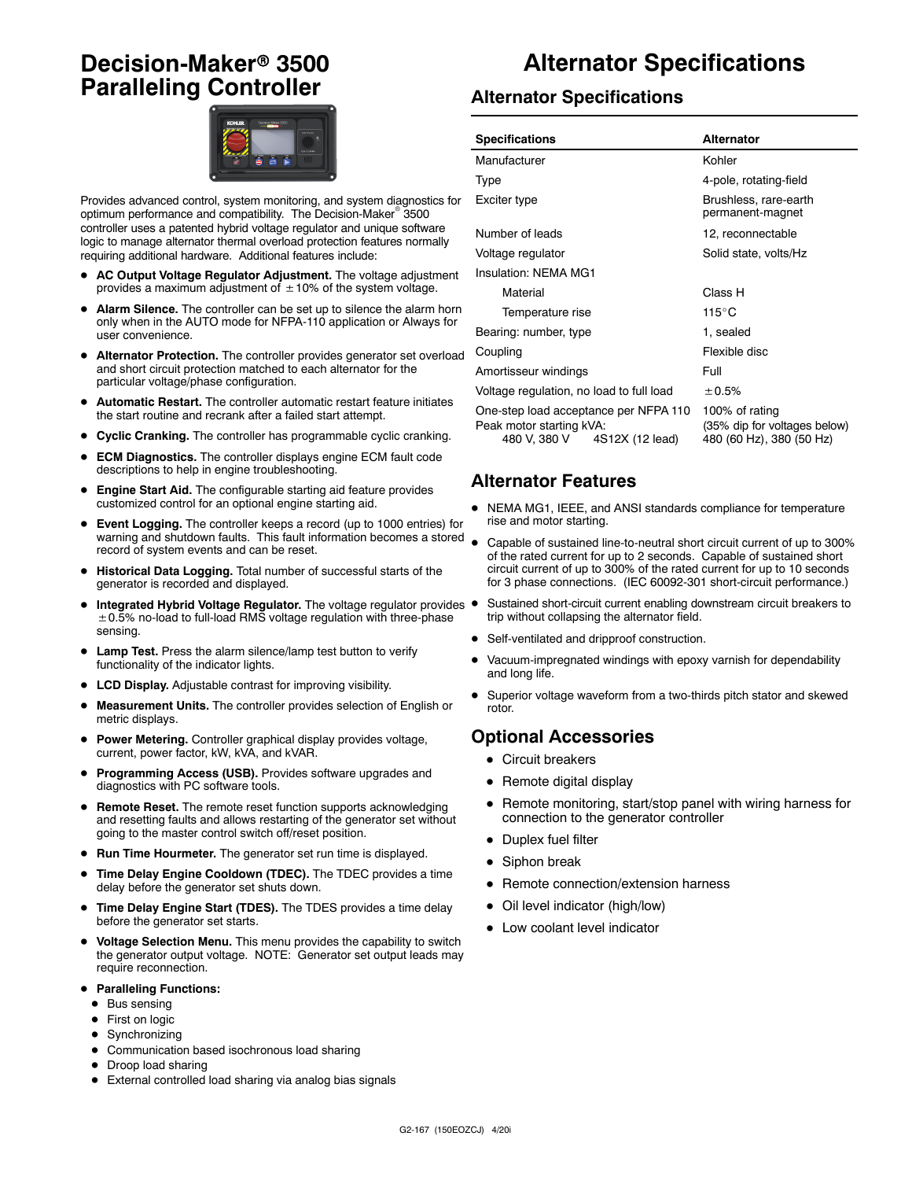# Decision-Maker® 3500 Paralleling Controller

Provides advanced control, system monitoring, and system diagnostics for optimum performance and compatibility. The Decision-Maker® 3500 controller uses a patented hybrid voltage regulator and unique software logic to manage alternator thermal overload protection features normally requiring additional hardware. Additional features include:

- **AC Output Voltage Regulator Adjustment.** The voltage adjustment provides a maximum adjustment of ±10% of the system voltage.
- **Alarm Silence.** The controller can be set up to silence the alarm horn only when in the AUTO mode for NFPA-110 application or Always for user convenience.
- **Alternator Protection.** The controller provides generator set overload and short circuit protection matched to each alternator for the particular voltage/phase configuration.
- **Automatic Restart.** The controller automatic restart feature initiates the start routine and recrank after a failed start attempt.
- **Cyclic Cranking.** The controller has programmable cyclic cranking.
- **ECM Diagnostics.** The controller displays engine ECM fault code descriptions to help in engine troubleshooting.
- **Engine Start Aid.** The configurable starting aid feature provides customized control for an optional engine starting aid.
- **Event Logging.** The controller keeps a record (up to 1000 entries) for warning and shutdown faults. This fault information becomes a stored record of system events and can be reset.
- **Historical Data Logging.** Total number of successful starts of the generator is recorded and displayed.
- **Integrated Hybrid Voltage Regulator.** The voltage regulator provides ±0.5% no-load to full-load RMS voltage regulation with three-phase sensing.
- **Lamp Test.** Press the alarm silence/lamp test button to verify functionality of the indicator lights.
- **LCD Display.** Adjustable contrast for improving visibility.
- **Measurement Units.** The controller provides selection of English or metric displays.
- **Power Metering.** Controller graphical display provides voltage, current, power factor, kW, kVA, and kVAR.
- **Programming Access (USB).** Provides software upgrades and diagnostics with PC software tools.
- **Remote Reset.** The remote reset function supports acknowledging and resetting faults and allows restarting of the generator set without going to the master control switch off/reset position.
- **Run Time Hourmeter.** The generator set run time is displayed.
- **Time Delay Engine Cooldown (TDEC).** The TDEC provides a time delay before the generator set shuts down.
- **Time Delay Engine Start (TDES).** The TDES provides a time delay before the generator set starts.
- **Voltage Selection Menu.** This menu provides the capability to switch the generator output voltage. NOTE: Generator set output leads may require reconnection.
- **Paralleling Functions:**
  - Bus sensing
  - First on logic
  - Synchronizing
  - Communication based isochronous load sharing
  - Droop load sharing
  - External controlled load sharing via analog bias signals

# Alternator Specifications

## Alternator Specifications

| Specifications | Alternator |
|---|---|
| Manufacturer | Kohler |
| Type | 4-pole, rotating-field |
| Exciter type | Brushless, rare-earth permanent-magnet |
| Number of leads | 12, reconnectable |
| Voltage regulator | Solid state, volts/Hz |
| Insulation: NEMA MG1 | |
| Material | Class H |
| Temperature rise | 115°C |
| Bearing: number, type | 1, sealed |
| Coupling | Flexible disc |
| Amortisseur windings | Full |
| Voltage regulation, no load to full load | ±0.5% |
| One-step load acceptance per NFPA 110 | 100% of rating |
| Peak motor starting kVA: | (35% dip for voltages below) |
| 480 V, 380 V 4S12X (12 lead) | 480 (60 Hz), 380 (50 Hz) |

## Alternator Features

- NEMA MG1, IEEE, and ANSI standards compliance for temperature rise and motor starting.
- Capable of sustained line-to-neutral short circuit current of up to 300% of the rated current for up to 2 seconds. Capable of sustained short circuit current of up to 300% of the rated current for up to 10 seconds for 3 phase connections. (IEC 60092-301 short-circuit performance.)
- Sustained short-circuit current enabling downstream circuit breakers to trip without collapsing the alternator field.
- Self-ventilated and dripproof construction.
- Vacuum-impregnated windings with epoxy varnish for dependability and long life.
- Superior voltage waveform from a two-thirds pitch stator and skewed rotor.

## Optional Accessories

- Circuit breakers
- Remote digital display
- Remote monitoring, start/stop panel with wiring harness for connection to the generator controller
- Duplex fuel filter
- Siphon break
- Remote connection/extension harness
- Oil level indicator (high/low)
- Low coolant level indicator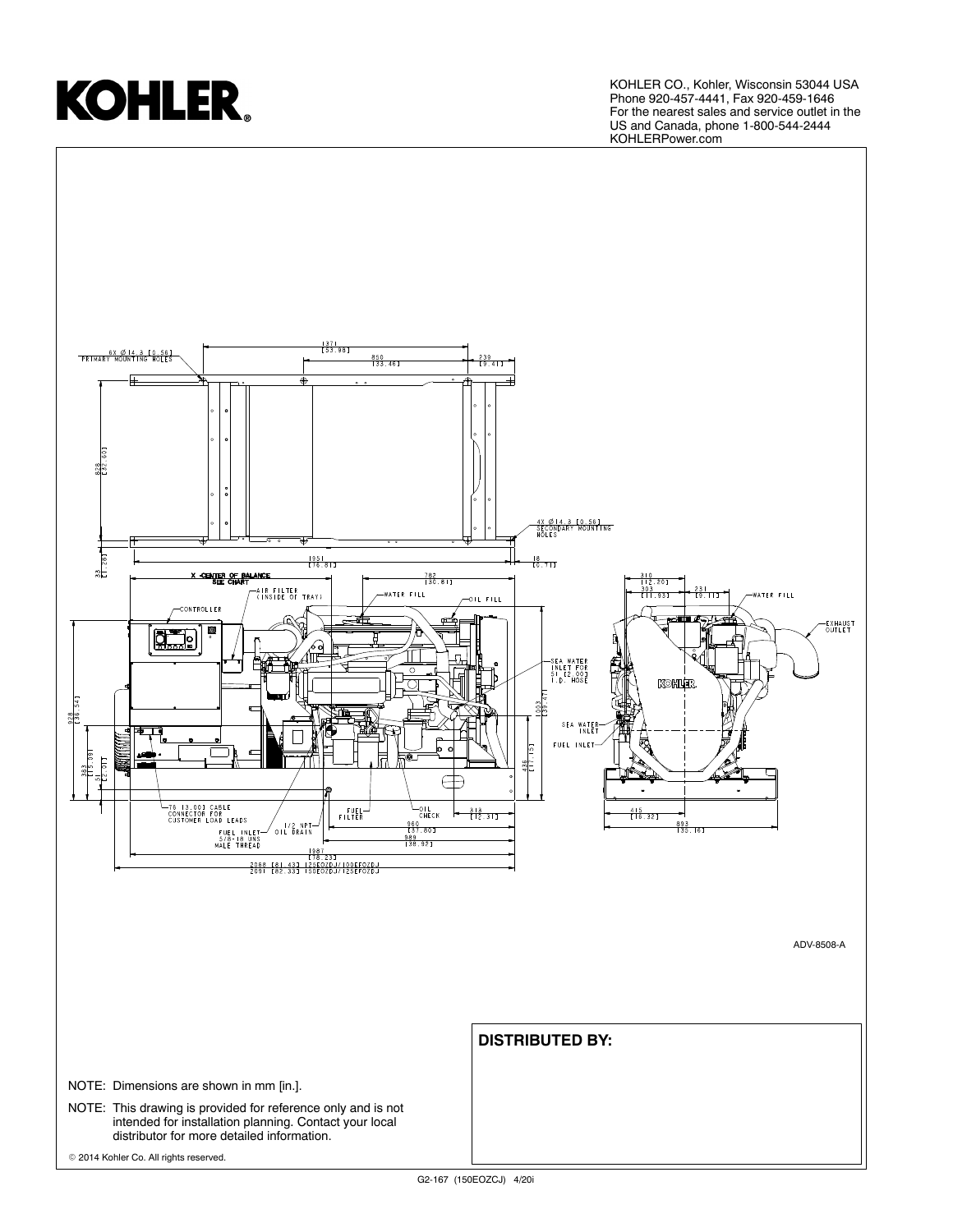KOHLER CO., Kohler, Wisconsin 53044 USA
Phone 920-457-4441, Fax 920-459-1646
For the nearest sales and service outlet in the US and Canada, phone 1-800-544-2444
KOHLERPower.com

6X Ø14.3 [0.56] PRIMARY MOUNTING HOLES

1371 [53.98]

850 [33.46]

239 [9.41]

828 [32.60]

4X Ø14.3 [0.56] SECONDARY MOUNTING HOLES

33 [1.28]

1951 [76.81]

18 [0.71]

X -CENTER OF BALANCE SEE CHART

AIR FILTER (INSIDE OF TRAY)

782 [30.81]

WATER FILL

OIL FILL

CONTROLLER

SEA WATER INLET FOR 51 [2.00] I.D. HOSE

928 [36.54]

1003 [39.47]

383 [15.08]

51 [2.01]

436 [17.15]

76 [3.00] CABLE CONNECTOR FOR CUSTOMER LOAD LEADS

FUEL INLET 5/8-18 UNS MALE THREAD

1/2 NPT OIL DRAIN

FUEL FILTER

OIL CHECK

313 [12.31]

960 [37.80]

989 [38.92]

1987 [78.23]

2068 [81.43] 125EOZDJ/100EFOZDJ

2091 [82.33] 150EOZDJ/120EFOZDJ

310 [12.20]

303 [11.93]

231 [9.11]

WATER FILL

EXHAUST OUTLET

SEA WATER INLET

FUEL INLET

415 [16.32]

893 [35.16]

ADV-8508-A

**DISTRIBUTED BY:**

NOTE: Dimensions are shown in mm [in.].

NOTE: This drawing is provided for reference only and is not intended for installation planning. Contact your local distributor for more detailed information.

© 2014 Kohler Co. All rights reserved.

G2-167 (150EOZCJ) 4/20i